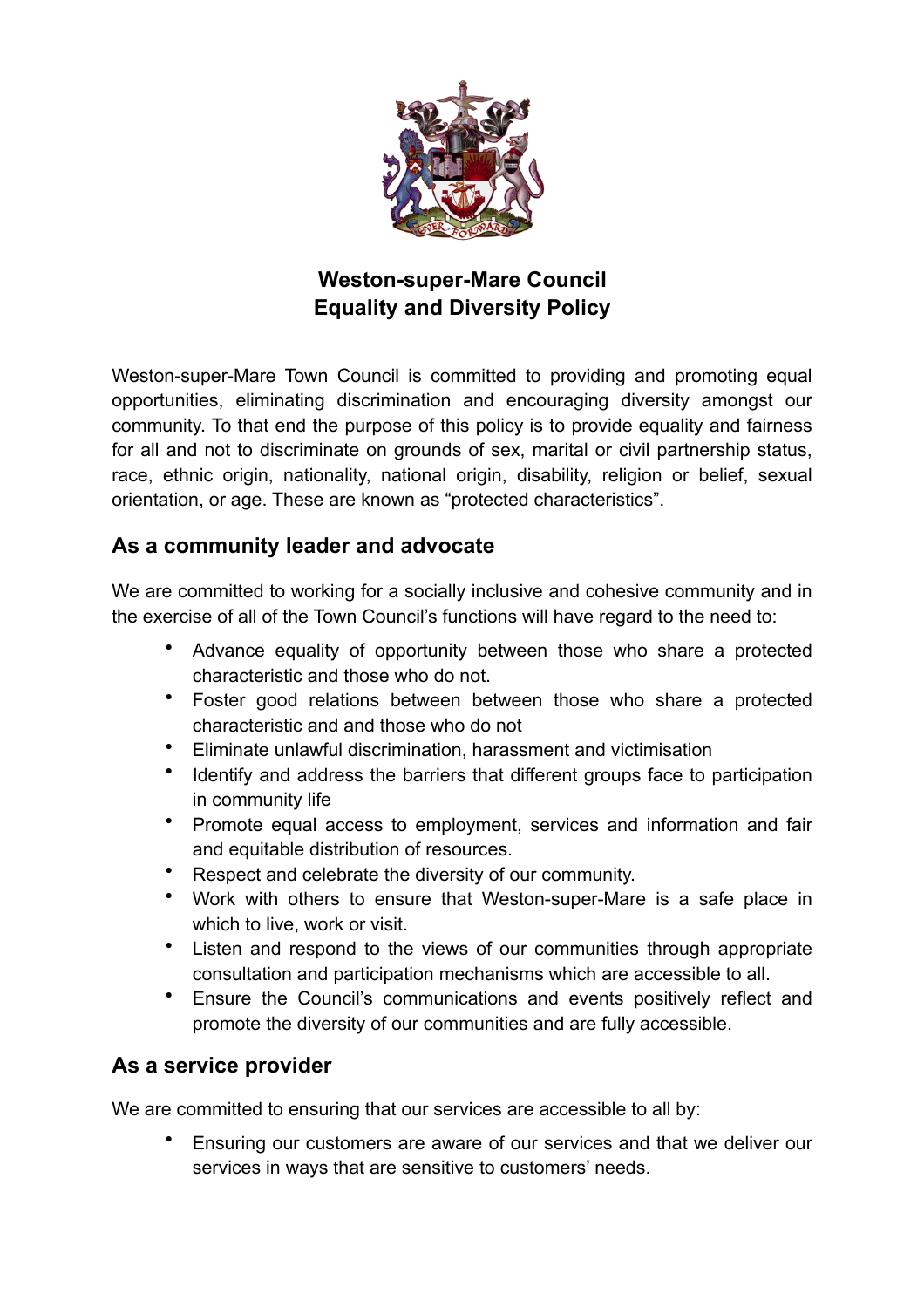# Weston-super-Mare Council
# Equality and Diversity Policy

Weston-super-Mare Town Council is committed to providing and promoting equal opportunities, eliminating discrimination and encouraging diversity amongst our community. To that end the purpose of this policy is to provide equality and fairness for all and not to discriminate on grounds of sex, marital or civil partnership status, race, ethnic origin, nationality, national origin, disability, religion or belief, sexual orientation, or age. These are known as "protected characteristics".

## As a community leader and advocate

We are committed to working for a socially inclusive and cohesive community and in the exercise of all of the Town Council's functions will have regard to the need to:

- Advance equality of opportunity between those who share a protected characteristic and those who do not.
- Foster good relations between between those who share a protected characteristic and and those who do not
- Eliminate unlawful discrimination, harassment and victimisation
- Identify and address the barriers that different groups face to participation in community life
- Promote equal access to employment, services and information and fair and equitable distribution of resources.
- Respect and celebrate the diversity of our community.
- Work with others to ensure that Weston-super-Mare is a safe place in which to live, work or visit.
- Listen and respond to the views of our communities through appropriate consultation and participation mechanisms which are accessible to all.
- Ensure the Council's communications and events positively reflect and promote the diversity of our communities and are fully accessible.

## As a service provider

We are committed to ensuring that our services are accessible to all by:

- Ensuring our customers are aware of our services and that we deliver our services in ways that are sensitive to customers' needs.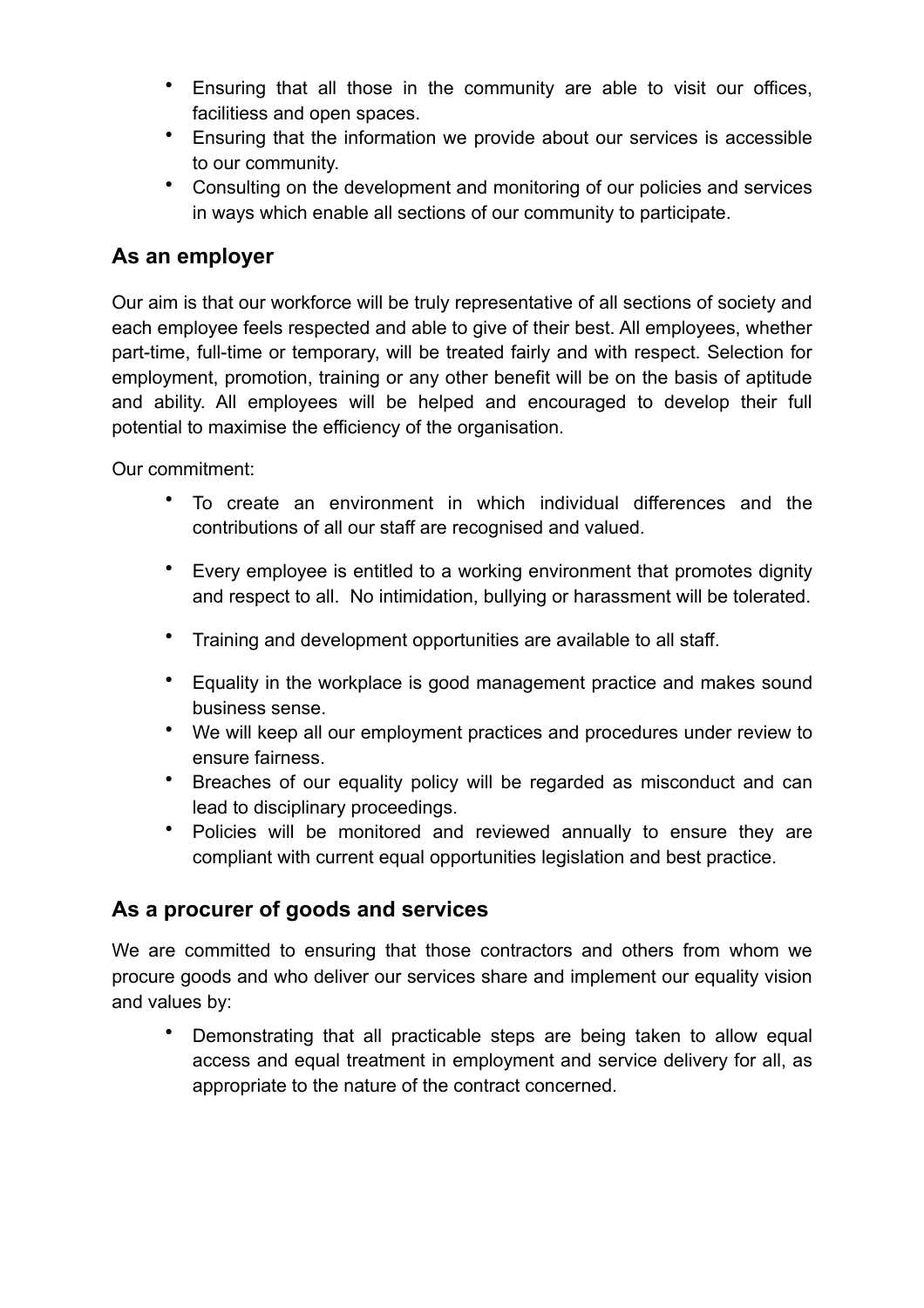- Ensuring that all those in the community are able to visit our offices, facilitiess and open spaces.
- Ensuring that the information we provide about our services is accessible to our community.
- Consulting on the development and monitoring of our policies and services in ways which enable all sections of our community to participate.

## As an employer

Our aim is that our workforce will be truly representative of all sections of society and each employee feels respected and able to give of their best. All employees, whether part-time, full-time or temporary, will be treated fairly and with respect. Selection for employment, promotion, training or any other benefit will be on the basis of aptitude and ability. All employees will be helped and encouraged to develop their full potential to maximise the efficiency of the organisation.

Our commitment:

- To create an environment in which individual differences and the contributions of all our staff are recognised and valued.
- Every employee is entitled to a working environment that promotes dignity and respect to all. No intimidation, bullying or harassment will be tolerated.
- Training and development opportunities are available to all staff.
- Equality in the workplace is good management practice and makes sound business sense.
- We will keep all our employment practices and procedures under review to ensure fairness.
- Breaches of our equality policy will be regarded as misconduct and can lead to disciplinary proceedings.
- Policies will be monitored and reviewed annually to ensure they are compliant with current equal opportunities legislation and best practice.

## As a procurer of goods and services

We are committed to ensuring that those contractors and others from whom we procure goods and who deliver our services share and implement our equality vision and values by:

- Demonstrating that all practicable steps are being taken to allow equal access and equal treatment in employment and service delivery for all, as appropriate to the nature of the contract concerned.